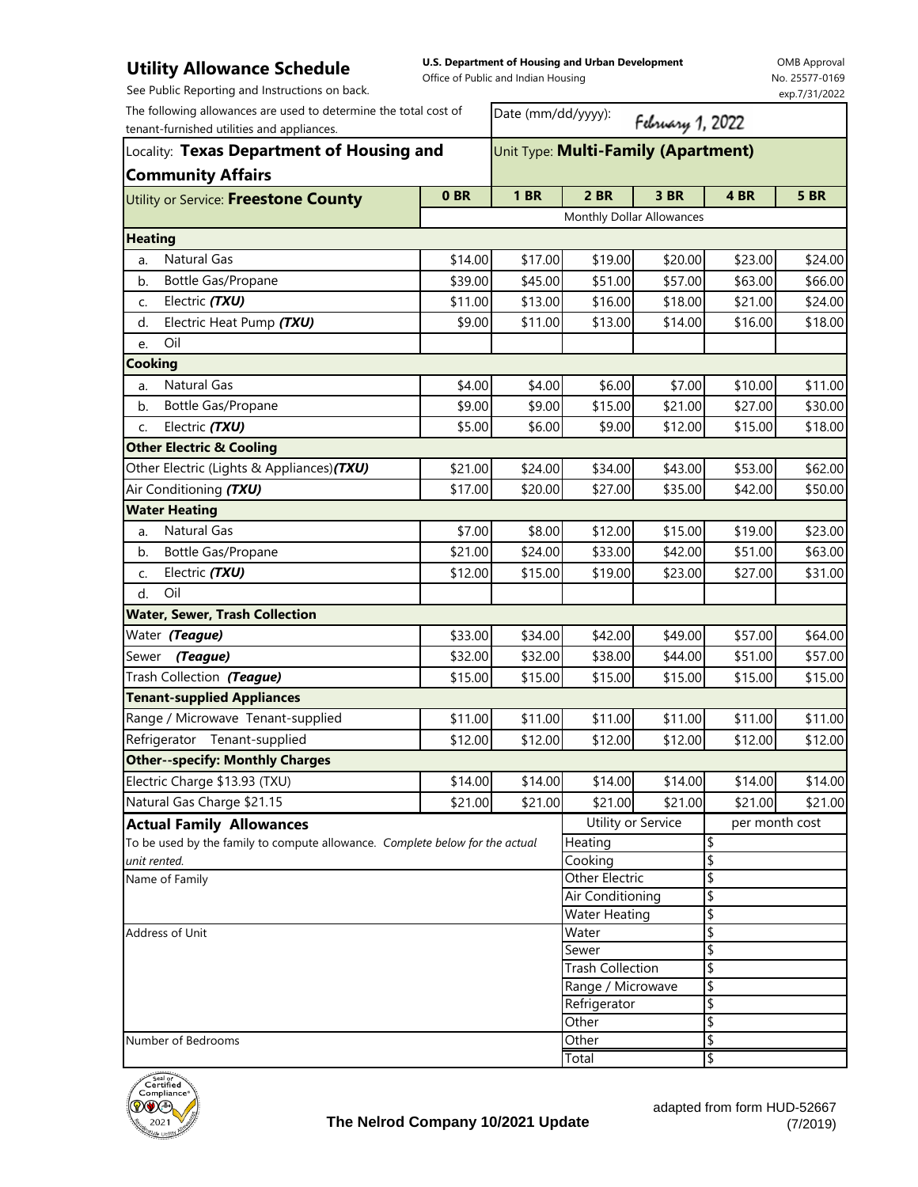# Utility Allowance Schedule

See Public Reporting and Instructions on back.

**U.S. Department of Housing and Urban Development**
Office of Public and Indian Housing

OMB Approval
No. 25577-0169
exp.7/31/2022

The following allowances are used to determine the total cost of tenant-furnished utilities and appliances.

Date (mm/dd/yyyy): February 1, 2022

Locality: **Texas Department of Housing and Community Affairs**

Unit Type: **Multi-Family (Apartment)**

| Utility or Service: **Freestone County** | 0 BR | 1 BR | 2 BR | 3 BR | 4 BR | 5 BR |
|---|---|---|---|---|---|---|
| | Monthly Dollar Allowances | | | | | |
| **Heating** | | | | | | |
| a. Natural Gas | $14.00 | $17.00 | $19.00 | $20.00 | $23.00 | $24.00 |
| b. Bottle Gas/Propane | $39.00 | $45.00 | $51.00 | $57.00 | $63.00 | $66.00 |
| c. Electric ***(TXU)*** | $11.00 | $13.00 | $16.00 | $18.00 | $21.00 | $24.00 |
| d. Electric Heat Pump ***(TXU)*** | $9.00 | $11.00 | $13.00 | $14.00 | $16.00 | $18.00 |
| e. Oil | | | | | | |
| **Cooking** | | | | | | |
| a. Natural Gas | $4.00 | $4.00 | $6.00 | $7.00 | $10.00 | $11.00 |
| b. Bottle Gas/Propane | $9.00 | $9.00 | $15.00 | $21.00 | $27.00 | $30.00 |
| c. Electric ***(TXU)*** | $5.00 | $6.00 | $9.00 | $12.00 | $15.00 | $18.00 |
| **Other Electric & Cooling** | | | | | | |
| Other Electric (Lights & Appliances)***(TXU)*** | $21.00 | $24.00 | $34.00 | $43.00 | $53.00 | $62.00 |
| Air Conditioning ***(TXU)*** | $17.00 | $20.00 | $27.00 | $35.00 | $42.00 | $50.00 |
| **Water Heating** | | | | | | |
| a. Natural Gas | $7.00 | $8.00 | $12.00 | $15.00 | $19.00 | $23.00 |
| b. Bottle Gas/Propane | $21.00 | $24.00 | $33.00 | $42.00 | $51.00 | $63.00 |
| c. Electric ***(TXU)*** | $12.00 | $15.00 | $19.00 | $23.00 | $27.00 | $31.00 |
| d. Oil | | | | | | |
| **Water, Sewer, Trash Collection** | | | | | | |
| Water ***(Teague)*** | $33.00 | $34.00 | $42.00 | $49.00 | $57.00 | $64.00 |
| Sewer ***(Teague)*** | $32.00 | $32.00 | $38.00 | $44.00 | $51.00 | $57.00 |
| Trash Collection ***(Teague)*** | $15.00 | $15.00 | $15.00 | $15.00 | $15.00 | $15.00 |
| **Tenant-supplied Appliances** | | | | | | |
| Range / Microwave Tenant-supplied | $11.00 | $11.00 | $11.00 | $11.00 | $11.00 | $11.00 |
| Refrigerator Tenant-supplied | $12.00 | $12.00 | $12.00 | $12.00 | $12.00 | $12.00 |
| **Other--specify: Monthly Charges** | | | | | | |
| Electric Charge $13.93 (TXU) | $14.00 | $14.00 | $14.00 | $14.00 | $14.00 | $14.00 |
| Natural Gas Charge $21.15 | $21.00 | $21.00 | $21.00 | $21.00 | $21.00 | $21.00 |

**Actual Family Allowances**

To be used by the family to compute allowance. *Complete below for the actual unit rented.*

Name of Family

Address of Unit

Number of Bedrooms

| Utility or Service | per month cost |
|---|---|
| Heating | $ |
| Cooking | $ |
| Other Electric | $ |
| Air Conditioning | $ |
| Water Heating | $ |
| Water | $ |
| Sewer | $ |
| Trash Collection | $ |
| Range / Microwave | $ |
| Refrigerator | $ |
| Other | $ |
| Other | $ |
| Total | $ |

**The Nelrod Company 10/2021 Update**

adapted from form HUD-52667 (7/2019)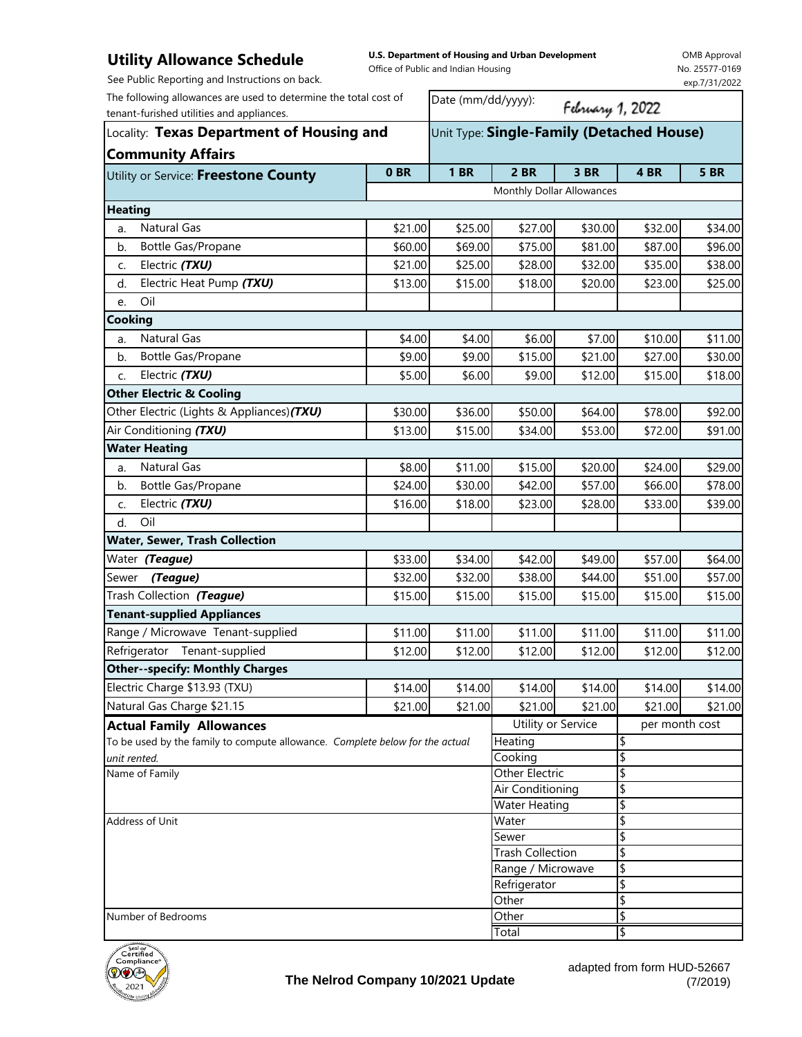# Utility Allowance Schedule

See Public Reporting and Instructions on back.

**U.S. Department of Housing and Urban Development**
Office of Public and Indian Housing

OMB Approval No. 25577-0169 exp.7/31/2022

The following allowances are used to determine the total cost of tenant-furished utilities and appliances.

Date (mm/dd/yyyy): February 1, 2022

| Locality: **Texas Department of Housing and Community Affairs** | Unit Type: **Single-Family (Detached House)** | | | | | |
|---|---|---|---|---|---|---|
| Utility or Service: **Freestone County** | **0 BR** | **1 BR** | **2 BR** | **3 BR** | **4 BR** | **5 BR** |
| | Monthly Dollar Allowances | | | | | |
| **Heating** | | | | | | |
| a. Natural Gas | $21.00 | $25.00 | $27.00 | $30.00 | $32.00 | $34.00 |
| b. Bottle Gas/Propane | $60.00 | $69.00 | $75.00 | $81.00 | $87.00 | $96.00 |
| c. Electric ***(TXU)*** | $21.00 | $25.00 | $28.00 | $32.00 | $35.00 | $38.00 |
| d. Electric Heat Pump ***(TXU)*** | $13.00 | $15.00 | $18.00 | $20.00 | $23.00 | $25.00 |
| e. Oil | | | | | | |
| **Cooking** | | | | | | |
| a. Natural Gas | $4.00 | $4.00 | $6.00 | $7.00 | $10.00 | $11.00 |
| b. Bottle Gas/Propane | $9.00 | $9.00 | $15.00 | $21.00 | $27.00 | $30.00 |
| c. Electric ***(TXU)*** | $5.00 | $6.00 | $9.00 | $12.00 | $15.00 | $18.00 |
| **Other Electric & Cooling** | | | | | | |
| Other Electric (Lights & Appliances)***(TXU)*** | $30.00 | $36.00 | $50.00 | $64.00 | $78.00 | $92.00 |
| Air Conditioning ***(TXU)*** | $13.00 | $15.00 | $34.00 | $53.00 | $72.00 | $91.00 |
| **Water Heating** | | | | | | |
| a. Natural Gas | $8.00 | $11.00 | $15.00 | $20.00 | $24.00 | $29.00 |
| b. Bottle Gas/Propane | $24.00 | $30.00 | $42.00 | $57.00 | $66.00 | $78.00 |
| c. Electric ***(TXU)*** | $16.00 | $18.00 | $23.00 | $28.00 | $33.00 | $39.00 |
| d. Oil | | | | | | |
| **Water, Sewer, Trash Collection** | | | | | | |
| Water ***(Teague)*** | $33.00 | $34.00 | $42.00 | $49.00 | $57.00 | $64.00 |
| Sewer ***(Teague)*** | $32.00 | $32.00 | $38.00 | $44.00 | $51.00 | $57.00 |
| Trash Collection ***(Teague)*** | $15.00 | $15.00 | $15.00 | $15.00 | $15.00 | $15.00 |
| **Tenant-supplied Appliances** | | | | | | |
| Range / Microwave Tenant-supplied | $11.00 | $11.00 | $11.00 | $11.00 | $11.00 | $11.00 |
| Refrigerator Tenant-supplied | $12.00 | $12.00 | $12.00 | $12.00 | $12.00 | $12.00 |
| **Other--specify: Monthly Charges** | | | | | | |
| Electric Charge $13.93 (TXU) | $14.00 | $14.00 | $14.00 | $14.00 | $14.00 | $14.00 |
| Natural Gas Charge $21.15 | $21.00 | $21.00 | $21.00 | $21.00 | $21.00 | $21.00 |

**Actual Family Allowances**

To be used by the family to compute allowance. *Complete below for the actual unit rented.*

Name of Family

Address of Unit

Number of Bedrooms

| Utility or Service | per month cost |
|---|---|
| Heating | $ |
| Cooking | $ |
| Other Electric | $ |
| Air Conditioning | $ |
| Water Heating | $ |
| Water | $ |
| Sewer | $ |
| Trash Collection | $ |
| Range / Microwave | $ |
| Refrigerator | $ |
| Other | $ |
| Other | $ |
| Total | $ |

**The Nelrod Company 10/2021 Update**

adapted from form HUD-52667 (7/2019)